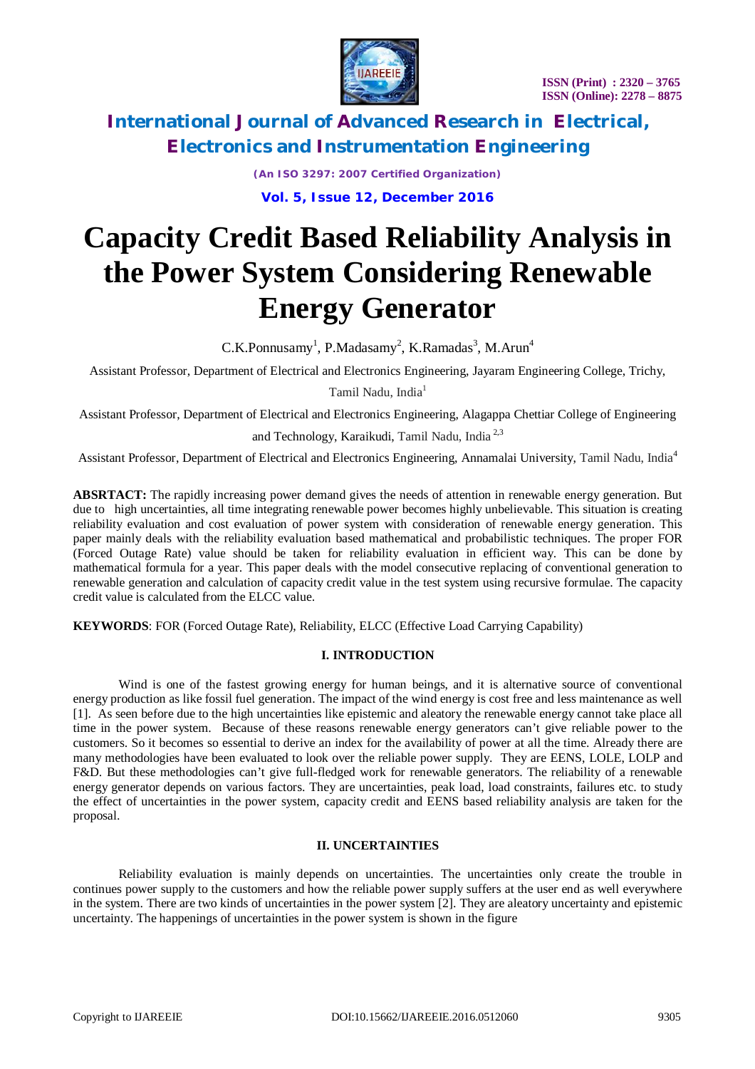# Capacity Credit Based Reliability Analysis in the Power System Considering Renewable Energy Generator

C.K.Ponnusamy[1], P.Madasamy[2], K.Ramadas[3], M.Arun[4]

Assistant Professor, Department of Electrical and Electronics Engineering, Jayaram Engineering College, Trichy, Tamil Nadu, India[1]

Assistant Professor, Department of Electrical and Electronics Engineering, Alagappa Chettiar College of Engineering and Technology, Karaikudi, Tamil Nadu, India [2,3]

Assistant Professor, Department of Electrical and Electronics Engineering, Annamalai University, Tamil Nadu, India[4]

**ABSRTACT:** The rapidly increasing power demand gives the needs of attention in renewable energy generation. But due to high uncertainties, all time integrating renewable power becomes highly unbelievable. This situation is creating reliability evaluation and cost evaluation of power system with consideration of renewable energy generation. This paper mainly deals with the reliability evaluation based mathematical and probabilistic techniques. The proper FOR (Forced Outage Rate) value should be taken for reliability evaluation in efficient way. This can be done by mathematical formula for a year. This paper deals with the model consecutive replacing of conventional generation to renewable generation and calculation of capacity credit value in the test system using recursive formulae. The capacity credit value is calculated from the ELCC value.

**KEYWORDS**: FOR (Forced Outage Rate), Reliability, ELCC (Effective Load Carrying Capability)

## I. INTRODUCTION

Wind is one of the fastest growing energy for human beings, and it is alternative source of conventional energy production as like fossil fuel generation. The impact of the wind energy is cost free and less maintenance as well [1]. As seen before due to the high uncertainties like epistemic and aleatory the renewable energy cannot take place all time in the power system. Because of these reasons renewable energy generators can't give reliable power to the customers. So it becomes so essential to derive an index for the availability of power at all the time. Already there are many methodologies have been evaluated to look over the reliable power supply. They are EENS, LOLE, LOLP and F&D. But these methodologies can't give full-fledged work for renewable generators. The reliability of a renewable energy generator depends on various factors. They are uncertainties, peak load, load constraints, failures etc. to study the effect of uncertainties in the power system, capacity credit and EENS based reliability analysis are taken for the proposal.

## II. UNCERTAINTIES

Reliability evaluation is mainly depends on uncertainties. The uncertainties only create the trouble in continues power supply to the customers and how the reliable power supply suffers at the user end as well everywhere in the system. There are two kinds of uncertainties in the power system [2]. They are aleatory uncertainty and epistemic uncertainty. The happenings of uncertainties in the power system is shown in the figure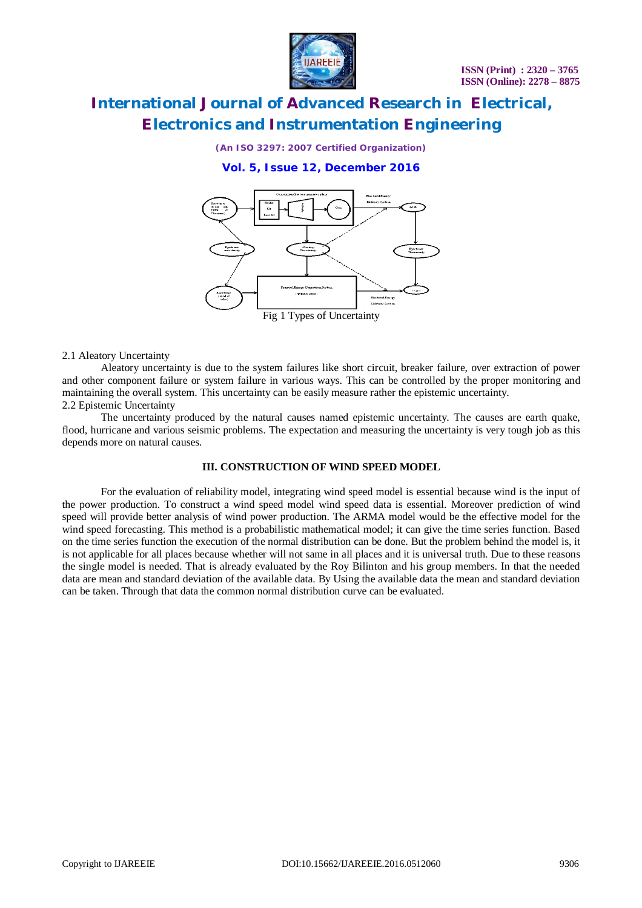Fig 1 Types of Uncertainty

2.1 Aleatory Uncertainty

Aleatory uncertainty is due to the system failures like short circuit, breaker failure, over extraction of power and other component failure or system failure in various ways. This can be controlled by the proper monitoring and maintaining the overall system. This uncertainty can be easily measure rather the epistemic uncertainty.

2.2 Epistemic Uncertainty

The uncertainty produced by the natural causes named epistemic uncertainty. The causes are earth quake, flood, hurricane and various seismic problems. The expectation and measuring the uncertainty is very tough job as this depends more on natural causes.

## III. CONSTRUCTION OF WIND SPEED MODEL

For the evaluation of reliability model, integrating wind speed model is essential because wind is the input of the power production. To construct a wind speed model wind speed data is essential. Moreover prediction of wind speed will provide better analysis of wind power production. The ARMA model would be the effective model for the wind speed forecasting. This method is a probabilistic mathematical model; it can give the time series function. Based on the time series function the execution of the normal distribution can be done. But the problem behind the model is, it is not applicable for all places because whether will not same in all places and it is universal truth. Due to these reasons the single model is needed. That is already evaluated by the Roy Bilinton and his group members. In that the needed data are mean and standard deviation of the available data. By Using the available data the mean and standard deviation can be taken. Through that data the common normal distribution curve can be evaluated.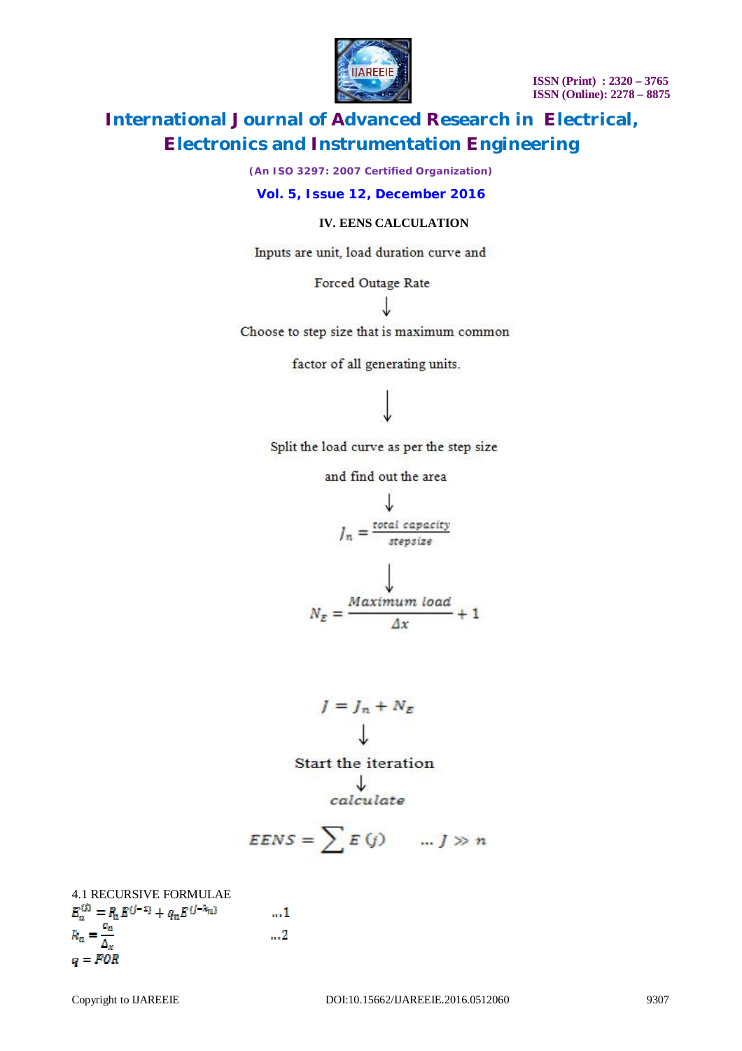## IV. EENS CALCULATION

Inputs are unit, load duration curve and

Forced Outage Rate

↓

Choose to step size that is maximum common

factor of all generating units.

↓

Split the load curve as per the step size

and find out the area

↓

$$J_n = \frac{total\ capacity}{stepsize}$$

↓

$$N_E = \frac{Maximum\ load}{\Delta x} + 1$$

$$J = J_n + N_E$$

↓

Start the iteration

↓

*calculate*

$$EENS = \sum E\,(j) \qquad \ldots J \gg n$$

### 4.1 RECURSIVE FORMULAE

$$E_n^{(j)} = P_n E^{(j-1)} + q_n E^{(j-k_n)} \qquad \ldots 1$$

$$P_n = \frac{c_n}{\Delta_x} \qquad \ldots 2$$

$$q = FOR$$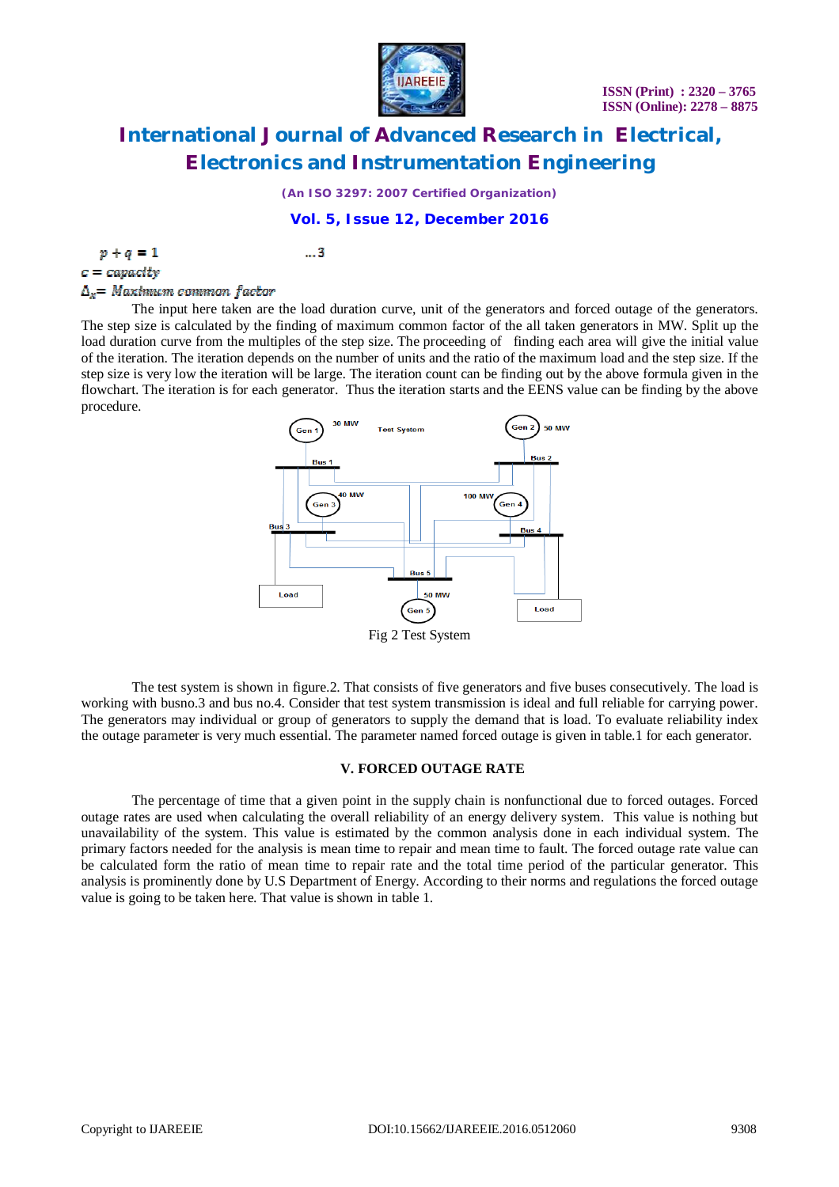$$p + q = 1 \qquad \ldots 3$$

$c = capacity$

$\Delta_x =$ *Maximum common factor*

The input here taken are the load duration curve, unit of the generators and forced outage of the generators. The step size is calculated by the finding of maximum common factor of the all taken generators in MW. Split up the load duration curve from the multiples of the step size. The proceeding of finding each area will give the initial value of the iteration. The iteration depends on the number of units and the ratio of the maximum load and the step size. If the step size is very low the iteration will be large. The iteration count can be finding out by the above formula given in the flowchart. The iteration is for each generator. Thus the iteration starts and the EENS value can be finding by the above procedure.

Fig 2 Test System

The test system is shown in figure.2. That consists of five generators and five buses consecutively. The load is working with busno.3 and bus no.4. Consider that test system transmission is ideal and full reliable for carrying power. The generators may individual or group of generators to supply the demand that is load. To evaluate reliability index the outage parameter is very much essential. The parameter named forced outage is given in table.1 for each generator.

## V. FORCED OUTAGE RATE

The percentage of time that a given point in the supply chain is nonfunctional due to forced outages. Forced outage rates are used when calculating the overall reliability of an energy delivery system. This value is nothing but unavailability of the system. This value is estimated by the common analysis done in each individual system. The primary factors needed for the analysis is mean time to repair and mean time to fault. The forced outage rate value can be calculated form the ratio of mean time to repair rate and the total time period of the particular generator. This analysis is prominently done by U.S Department of Energy. According to their norms and regulations the forced outage value is going to be taken here. That value is shown in table 1.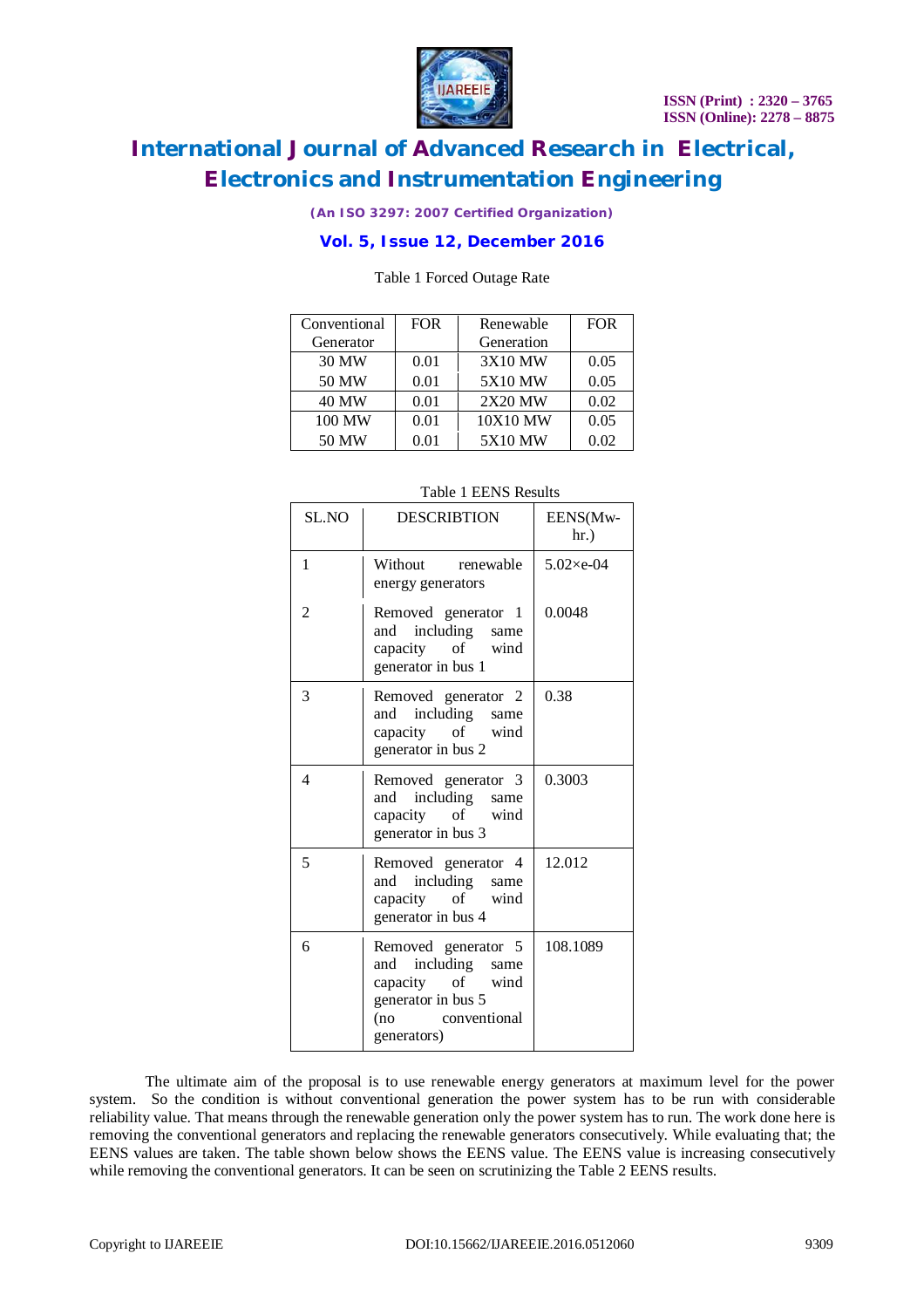Table 1 Forced Outage Rate

| Conventional Generator | FOR | Renewable Generation | FOR |
|---|---|---|---|
| 30 MW | 0.01 | 3X10 MW | 0.05 |
| 50 MW | 0.01 | 5X10 MW | 0.05 |
| 40 MW | 0.01 | 2X20 MW | 0.02 |
| 100 MW | 0.01 | 10X10 MW | 0.05 |
| 50 MW | 0.01 | 5X10 MW | 0.02 |

Table 1 EENS Results

| SL.NO | DESCRIBTION | EENS(Mw-hr.) |
|---|---|---|
| 1 | Without renewable energy generators | 5.02×e-04 |
| 2 | Removed generator 1 and including same capacity of wind generator in bus 1 | 0.0048 |
| 3 | Removed generator 2 and including same capacity of wind generator in bus 2 | 0.38 |
| 4 | Removed generator 3 and including same capacity of wind generator in bus 3 | 0.3003 |
| 5 | Removed generator 4 and including same capacity of wind generator in bus 4 | 12.012 |
| 6 | Removed generator 5 and including same capacity of wind generator in bus 5 (no conventional generators) | 108.1089 |

The ultimate aim of the proposal is to use renewable energy generators at maximum level for the power system. So the condition is without conventional generation the power system has to be run with considerable reliability value. That means through the renewable generation only the power system has to run. The work done here is removing the conventional generators and replacing the renewable generators consecutively. While evaluating that; the EENS values are taken. The table shown below shows the EENS value. The EENS value is increasing consecutively while removing the conventional generators. It can be seen on scrutinizing the Table 2 EENS results.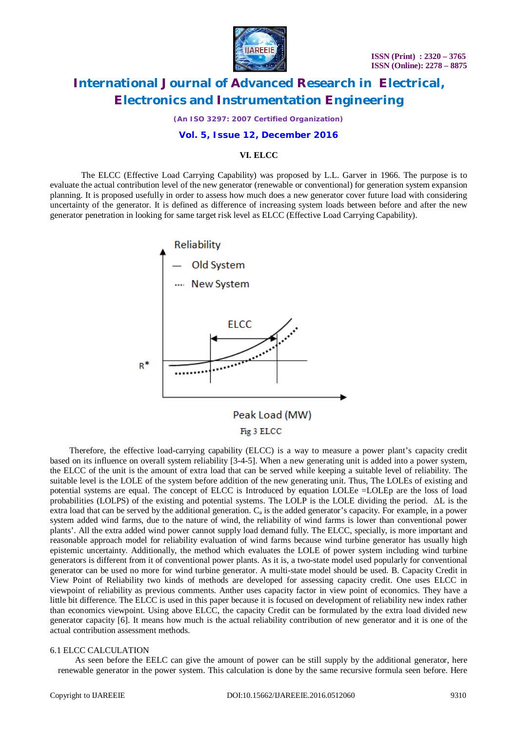## VI. ELCC

The ELCC (Effective Load Carrying Capability) was proposed by L.L. Garver in 1966. The purpose is to evaluate the actual contribution level of the new generator (renewable or conventional) for generation system expansion planning. It is proposed usefully in order to assess how much does a new generator cover future load with considering uncertainty of the generator. It is defined as difference of increasing system loads between before and after the new generator penetration in looking for same target risk level as ELCC (Effective Load Carrying Capability).

Fig 3 ELCC

Therefore, the effective load-carrying capability (ELCC) is a way to measure a power plant's capacity credit based on its influence on overall system reliability [3-4-5]. When a new generating unit is added into a power system, the ELCC of the unit is the amount of extra load that can be served while keeping a suitable level of reliability. The suitable level is the LOLE of the system before addition of the new generating unit. Thus, The LOLEs of existing and potential systems are equal. The concept of ELCC is Introduced by equation LOLEe =LOLEp are the loss of load probabilities (LOLPS) of the existing and potential systems. The LOLP is the LOLE dividing the period. $\Delta L$ is the extra load that can be served by the additional generation. $C_a$ is the added generator's capacity. For example, in a power system added wind farms, due to the nature of wind, the reliability of wind farms is lower than conventional power plants'. All the extra added wind power cannot supply load demand fully. The ELCC, specially, is more important and reasonable approach model for reliability evaluation of wind farms because wind turbine generator has usually high epistemic uncertainty. Additionally, the method which evaluates the LOLE of power system including wind turbine generators is different from it of conventional power plants. As it is, a two-state model used popularly for conventional generator can be used no more for wind turbine generator. A multi-state model should be used. B. Capacity Credit in View Point of Reliability two kinds of methods are developed for assessing capacity credit. One uses ELCC in viewpoint of reliability as previous comments. Anther uses capacity factor in view point of economics. They have a little bit difference. The ELCC is used in this paper because it is focused on development of reliability new index rather than economics viewpoint. Using above ELCC, the capacity Credit can be formulated by the extra load divided new generator capacity [6]. It means how much is the actual reliability contribution of new generator and it is one of the actual contribution assessment methods.

### 6.1 ELCC CALCULATION

As seen before the EELC can give the amount of power can be still supply by the additional generator, here renewable generator in the power system. This calculation is done by the same recursive formula seen before. Here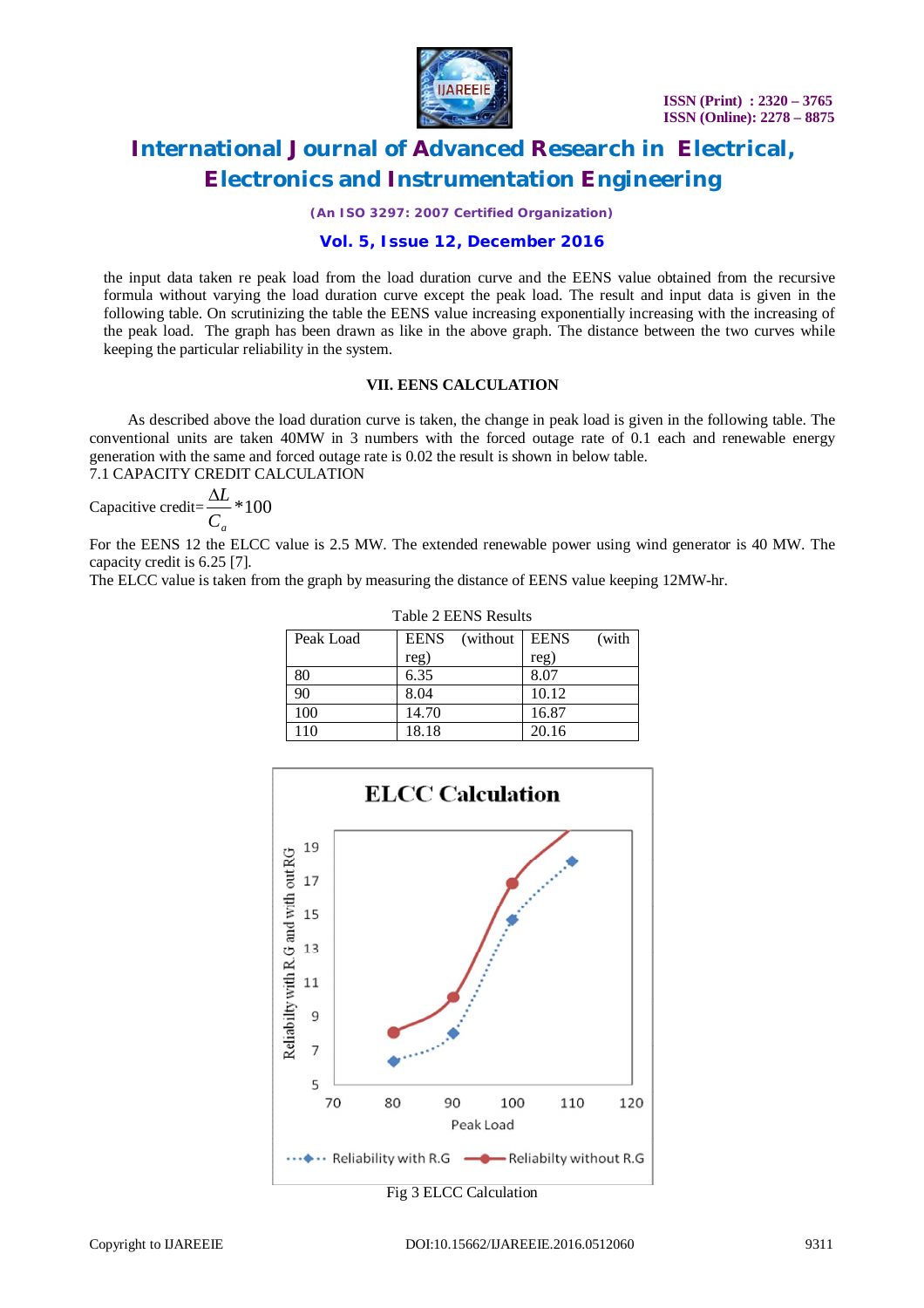the input data taken re peak load from the load duration curve and the EENS value obtained from the recursive formula without varying the load duration curve except the peak load. The result and input data is given in the following table. On scrutinizing the table the EENS value increasing exponentially increasing with the increasing of the peak load. The graph has been drawn as like in the above graph. The distance between the two curves while keeping the particular reliability in the system.

## VII. EENS CALCULATION

As described above the load duration curve is taken, the change in peak load is given in the following table. The conventional units are taken 40MW in 3 numbers with the forced outage rate of 0.1 each and renewable energy generation with the same and forced outage rate is 0.02 the result is shown in below table.

### 7.1 CAPACITY CREDIT CALCULATION

$$\text{Capacitive credit}=\frac{\Delta L}{C_a}*100$$

For the EENS 12 the ELCC value is 2.5 MW. The extended renewable power using wind generator is 40 MW. The capacity credit is 6.25 [7].

The ELCC value is taken from the graph by measuring the distance of EENS value keeping 12MW-hr.

Table 2 EENS Results

| Peak Load | EENS (without reg) | EENS (with reg) |
|---|---|---|
| 80 | 6.35 | 8.07 |
| 90 | 8.04 | 10.12 |
| 100 | 14.70 | 16.87 |
| 110 | 18.18 | 20.16 |

Fig 3 ELCC Calculation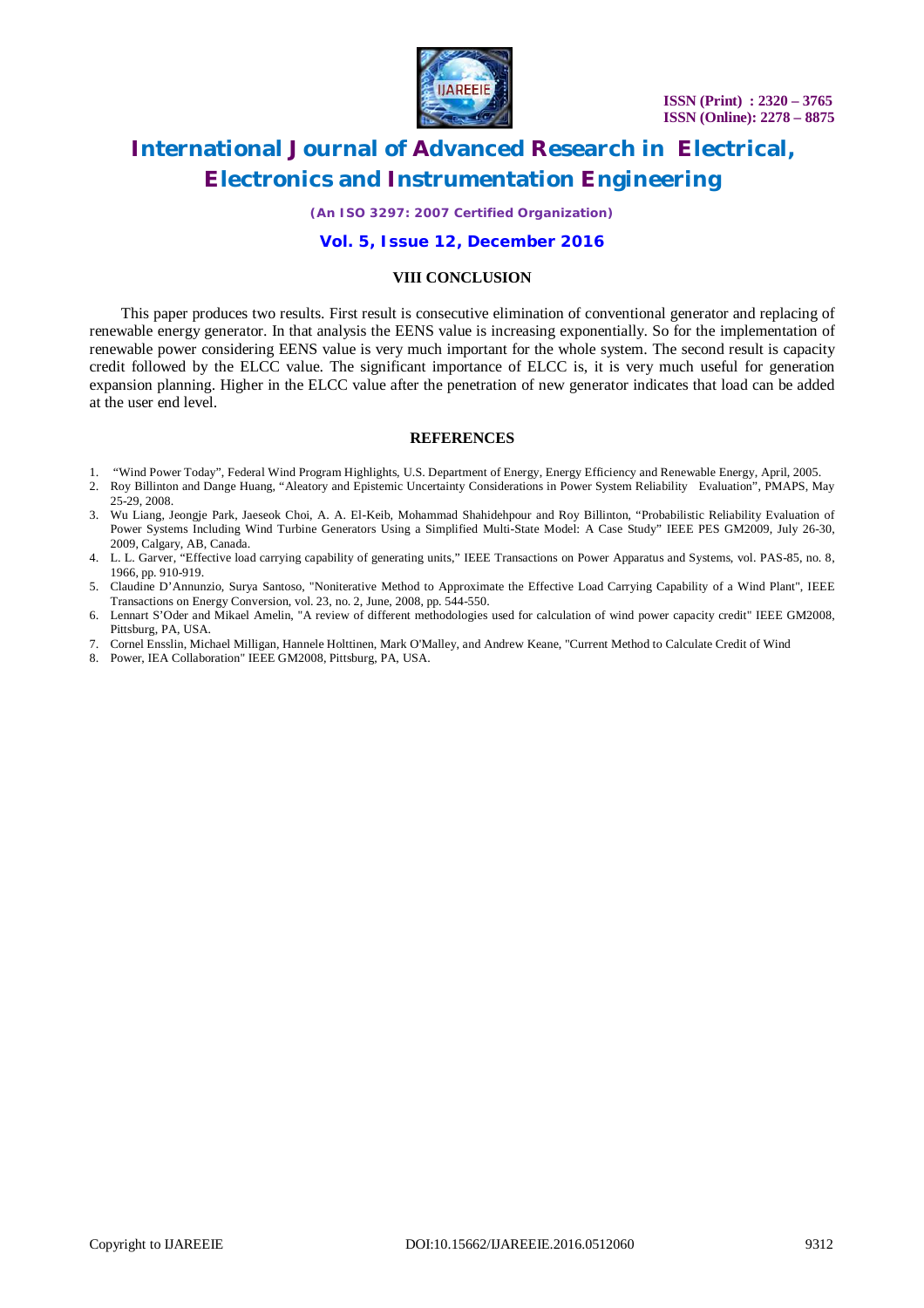## VIII CONCLUSION

This paper produces two results. First result is consecutive elimination of conventional generator and replacing of renewable energy generator. In that analysis the EENS value is increasing exponentially. So for the implementation of renewable power considering EENS value is very much important for the whole system. The second result is capacity credit followed by the ELCC value. The significant importance of ELCC is, it is very much useful for generation expansion planning. Higher in the ELCC value after the penetration of new generator indicates that load can be added at the user end level.

## REFERENCES

1. "Wind Power Today", Federal Wind Program Highlights, U.S. Department of Energy, Energy Efficiency and Renewable Energy, April, 2005.
2. Roy Billinton and Dange Huang, "Aleatory and Epistemic Uncertainty Considerations in Power System Reliability Evaluation", PMAPS, May 25-29, 2008.
3. Wu Liang, Jeongje Park, Jaeseok Choi, A. A. El-Keib, Mohammad Shahidehpour and Roy Billinton, "Probabilistic Reliability Evaluation of Power Systems Including Wind Turbine Generators Using a Simplified Multi-State Model: A Case Study" IEEE PES GM2009, July 26-30, 2009, Calgary, AB, Canada.
4. L. L. Garver, "Effective load carrying capability of generating units," IEEE Transactions on Power Apparatus and Systems, vol. PAS-85, no. 8, 1966, pp. 910-919.
5. Claudine D'Annunzio, Surya Santoso, "Noniterative Method to Approximate the Effective Load Carrying Capability of a Wind Plant", IEEE Transactions on Energy Conversion, vol. 23, no. 2, June, 2008, pp. 544-550.
6. Lennart S'Oder and Mikael Amelin, "A review of different methodologies used for calculation of wind power capacity credit" IEEE GM2008, Pittsburg, PA, USA.
7. Cornel Ensslin, Michael Milligan, Hannele Holttinen, Mark O'Malley, and Andrew Keane, "Current Method to Calculate Credit of Wind
8. Power, IEA Collaboration" IEEE GM2008, Pittsburg, PA, USA.